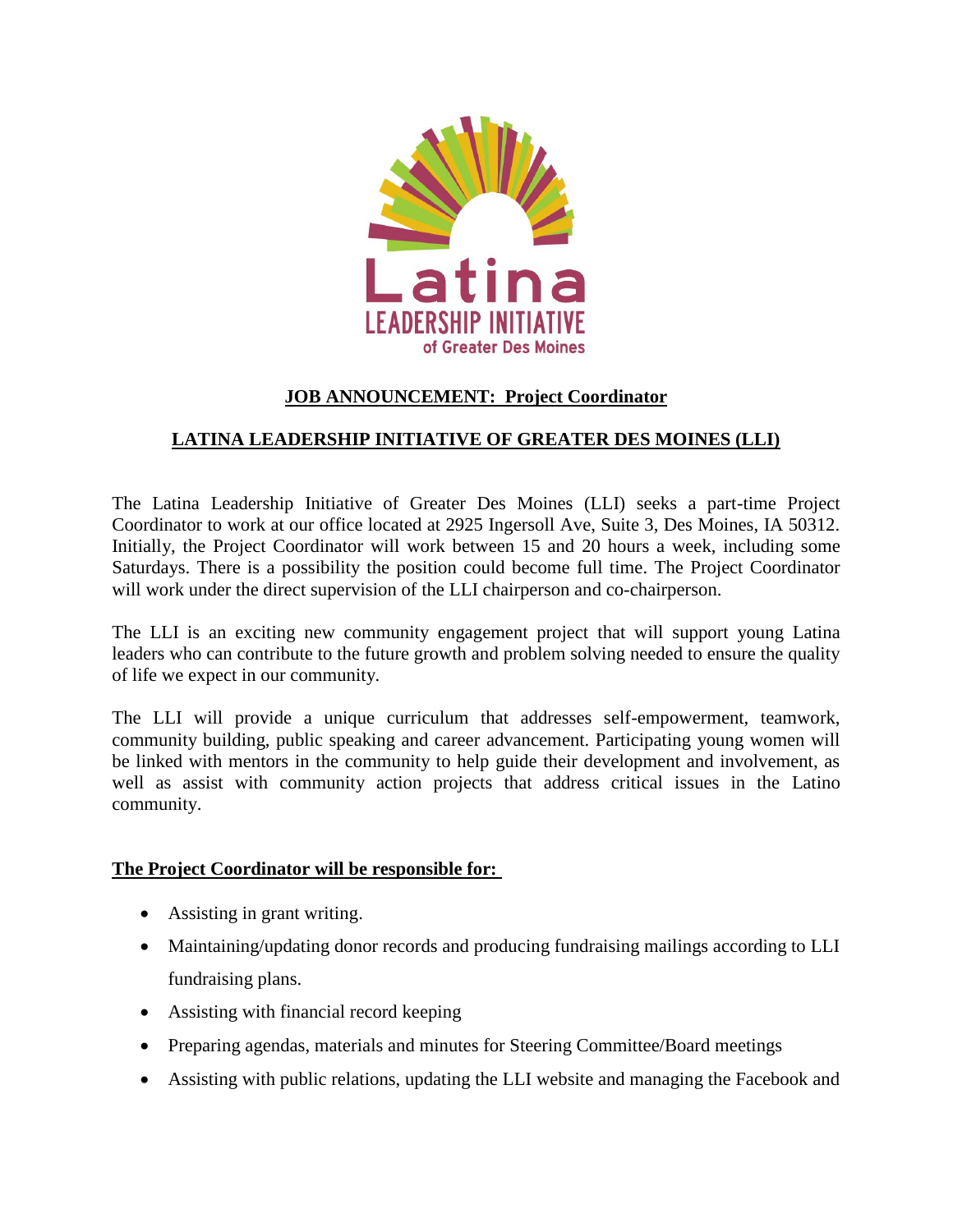Latina
LEADERSHIP INITIATIVE
of Greater Des Moines

## JOB ANNOUNCEMENT: Project Coordinator

## LATINA LEADERSHIP INITIATIVE OF GREATER DES MOINES (LLI)

The Latina Leadership Initiative of Greater Des Moines (LLI) seeks a part-time Project Coordinator to work at our office located at 2925 Ingersoll Ave, Suite 3, Des Moines, IA 50312. Initially, the Project Coordinator will work between 15 and 20 hours a week, including some Saturdays. There is a possibility the position could become full time. The Project Coordinator will work under the direct supervision of the LLI chairperson and co-chairperson.

The LLI is an exciting new community engagement project that will support young Latina leaders who can contribute to the future growth and problem solving needed to ensure the quality of life we expect in our community.

The LLI will provide a unique curriculum that addresses self-empowerment, teamwork, community building, public speaking and career advancement. Participating young women will be linked with mentors in the community to help guide their development and involvement, as well as assist with community action projects that address critical issues in the Latino community.

### The Project Coordinator will be responsible for:

- Assisting in grant writing.
- Maintaining/updating donor records and producing fundraising mailings according to LLI fundraising plans.
- Assisting with financial record keeping
- Preparing agendas, materials and minutes for Steering Committee/Board meetings
- Assisting with public relations, updating the LLI website and managing the Facebook and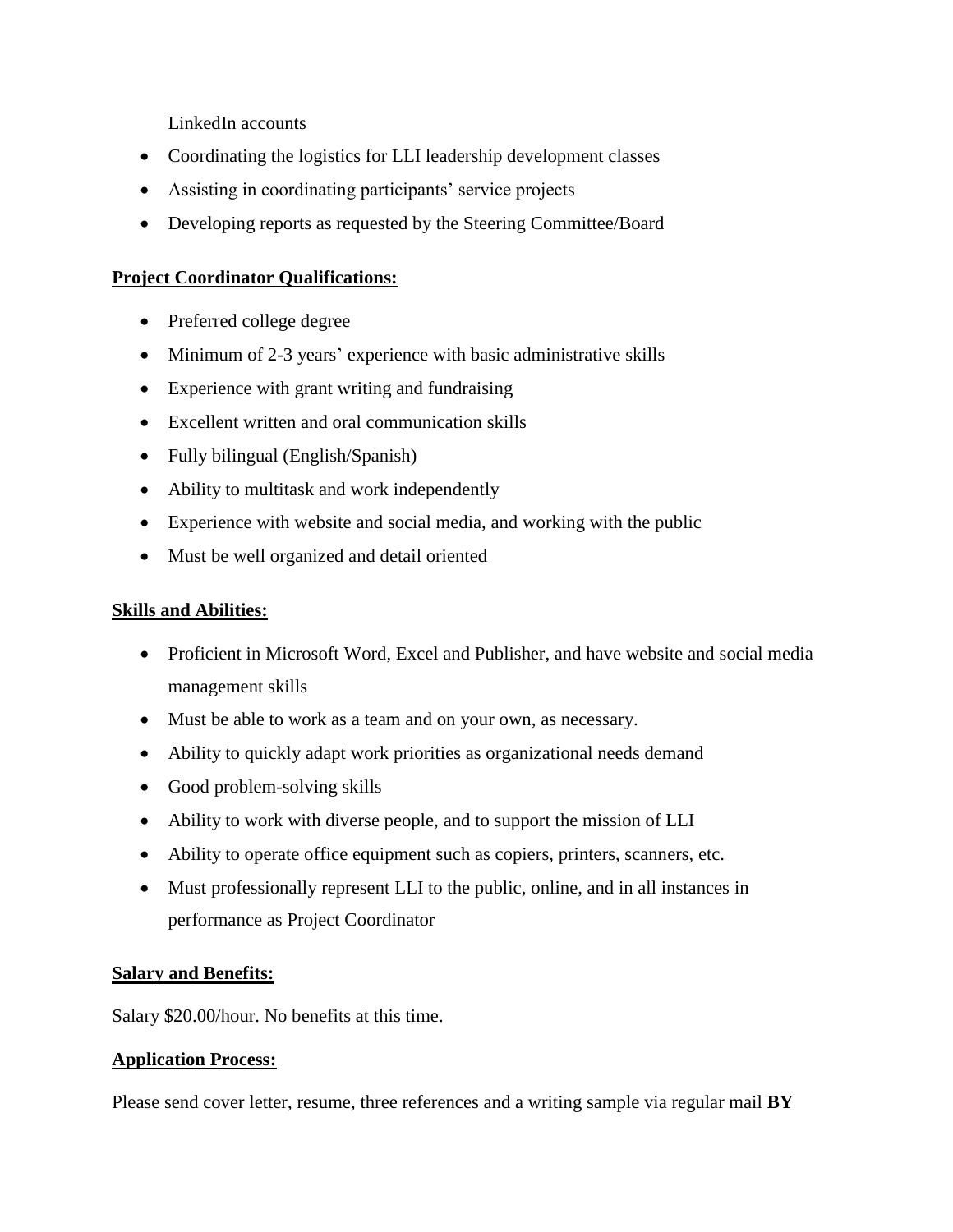LinkedIn accounts

- Coordinating the logistics for LLI leadership development classes
- Assisting in coordinating participants' service projects
- Developing reports as requested by the Steering Committee/Board

## Project Coordinator Qualifications:

- Preferred college degree
- Minimum of 2-3 years' experience with basic administrative skills
- Experience with grant writing and fundraising
- Excellent written and oral communication skills
- Fully bilingual (English/Spanish)
- Ability to multitask and work independently
- Experience with website and social media, and working with the public
- Must be well organized and detail oriented

## Skills and Abilities:

- Proficient in Microsoft Word, Excel and Publisher, and have website and social media management skills
- Must be able to work as a team and on your own, as necessary.
- Ability to quickly adapt work priorities as organizational needs demand
- Good problem-solving skills
- Ability to work with diverse people, and to support the mission of LLI
- Ability to operate office equipment such as copiers, printers, scanners, etc.
- Must professionally represent LLI to the public, online, and in all instances in performance as Project Coordinator

## Salary and Benefits:

Salary $20.00/hour. No benefits at this time.

## Application Process:

Please send cover letter, resume, three references and a writing sample via regular mail **BY**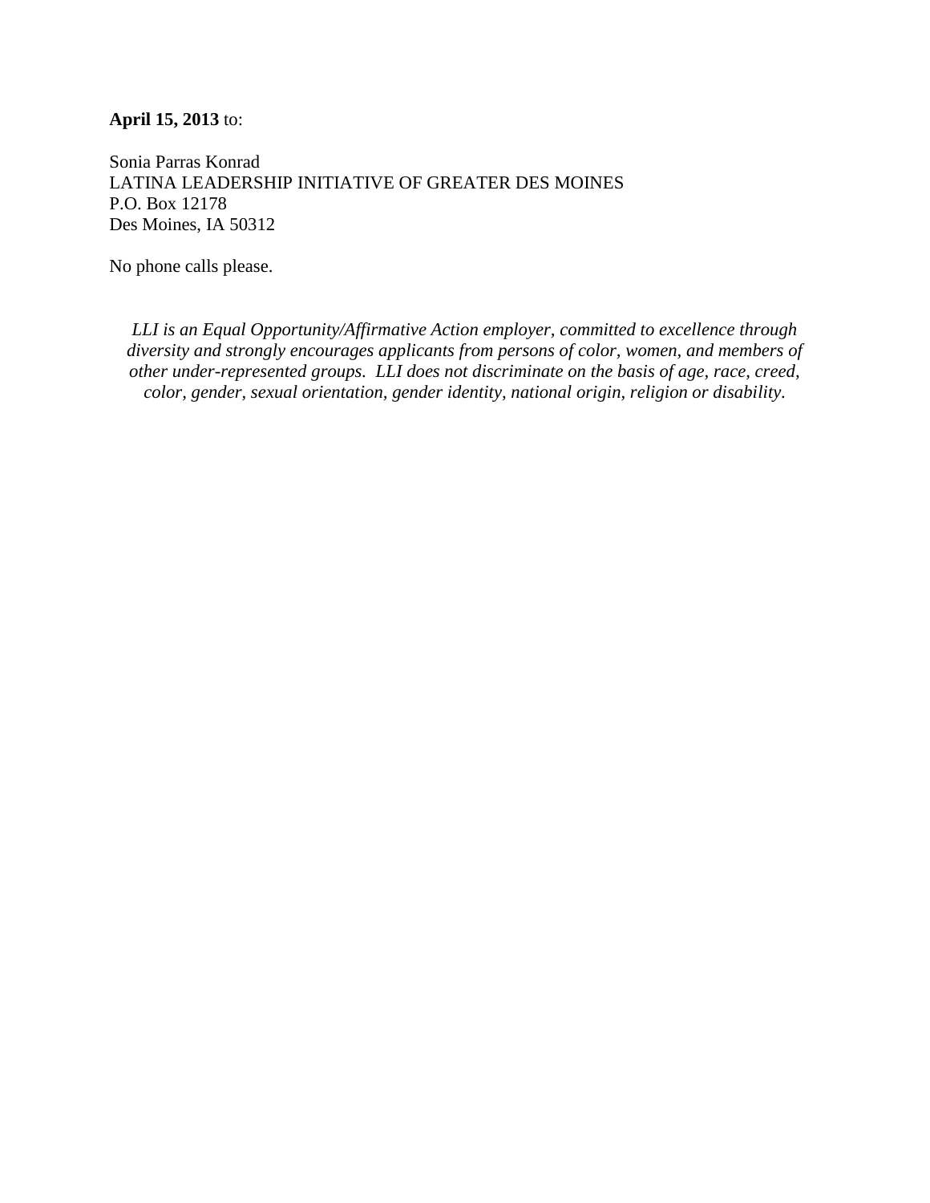**April 15, 2013** to:

Sonia Parras Konrad
LATINA LEADERSHIP INITIATIVE OF GREATER DES MOINES
P.O. Box 12178
Des Moines, IA 50312

No phone calls please.

*LLI is an Equal Opportunity/Affirmative Action employer, committed to excellence through diversity and strongly encourages applicants from persons of color, women, and members of other under-represented groups. LLI does not discriminate on the basis of age, race, creed, color, gender, sexual orientation, gender identity, national origin, religion or disability.*